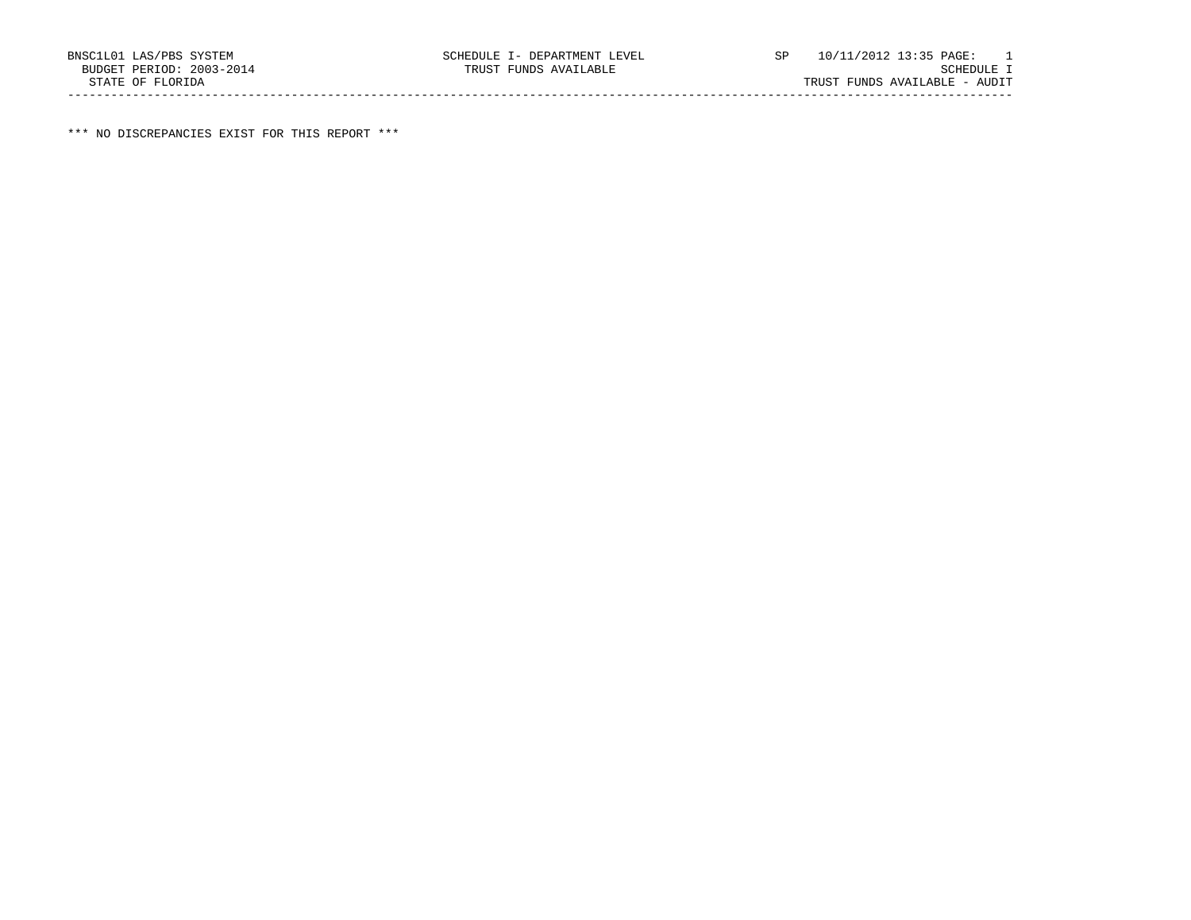BNSC1L01 LAS/PBS SYSTEM — SCHEDULE I- DEPARTMENT LEVEL — SP 10/11/2012 13:35 PAGE: 1

BUDGET PERIOD: 2003-2014 — TRUST FUNDS AVAILABLE — SCHEDULE I

STATE OF FLORIDA — TRUST FUNDS AVAILABLE - AUDIT

---

*** NO DISCREPANCIES EXIST FOR THIS REPORT ***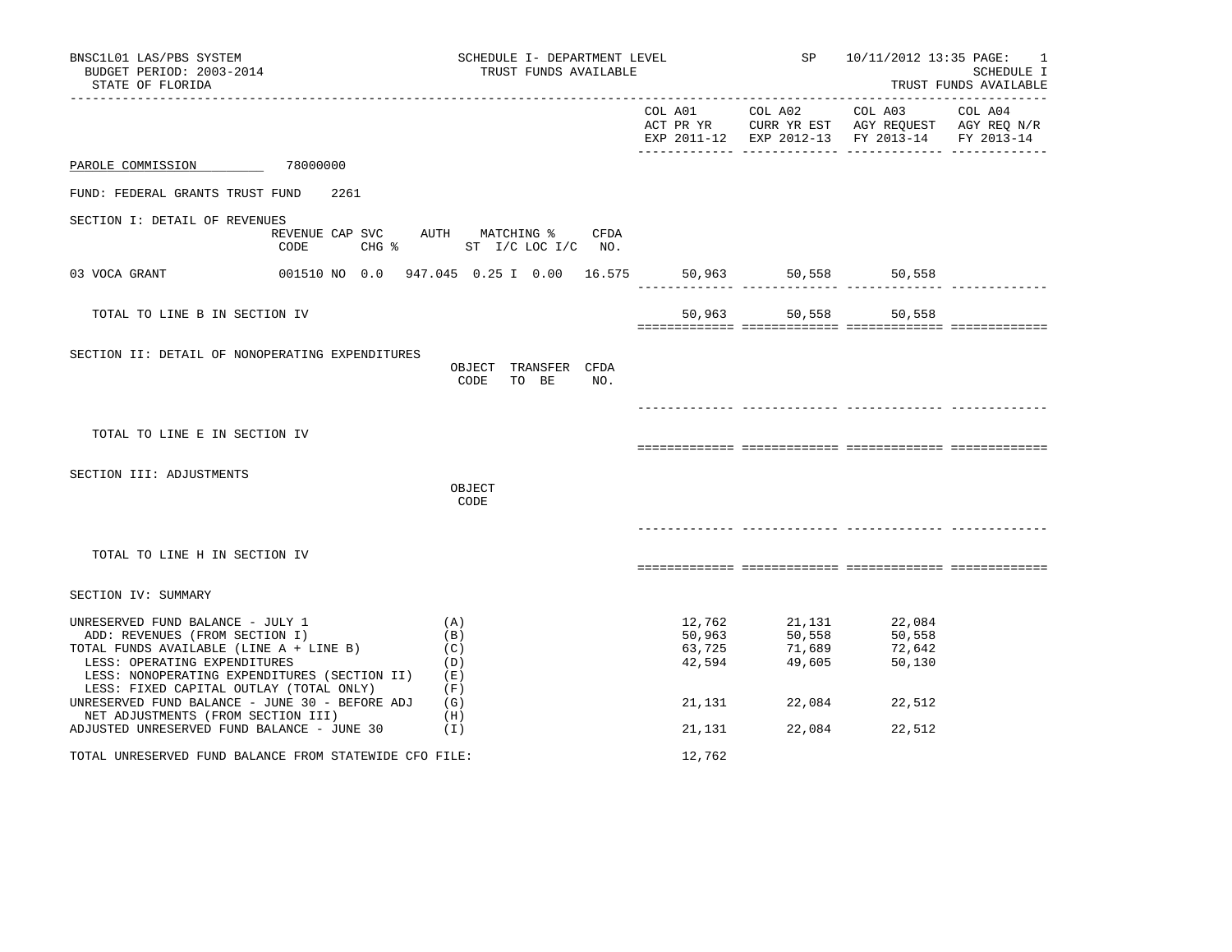BNSC1L01 LAS/PBS SYSTEM
BUDGET PERIOD: 2003-2014
STATE OF FLORIDA

SCHEDULE I- DEPARTMENT LEVEL
TRUST FUNDS AVAILABLE

SP 10/11/2012 13:35
SCHEDULE I
TRUST FUNDS AVAILABLE

| | COL A01 ACT PR YR EXP 2011-12 | COL A02 CURR YR EST EXP 2012-13 | COL A03 AGY REQUEST FY 2013-14 | COL A04 AGY REQ N/R FY 2013-14 |
|---|---|---|---|---|

PAROLE COMMISSION 78000000

FUND: FEDERAL GRANTS TRUST FUND 2261

SECTION I: DETAIL OF REVENUES

| | REVENUE CODE | CAP SVC CHG % | | AUTH ST | MATCHING % I/C | LOC I/C | CFDA NO. | COL A01 | COL A02 | COL A03 | COL A04 |
|---|---|---|---|---|---|---|---|---|---|---|---|
| 03 VOCA GRANT | 001510 | NO | 0.0 | 947.045 | 0.25 I | 0.00 | 16.575 | 50,963 | 50,558 | 50,558 | |
| TOTAL TO LINE B IN SECTION IV | | | | | | | | 50,963 | 50,558 | 50,558 | |

SECTION II: DETAIL OF NONOPERATING EXPENDITURES

| | OBJECT CODE | TRANSFER TO BE | CFDA NO. | COL A01 | COL A02 | COL A03 | COL A04 |
|---|---|---|---|---|---|---|---|
| TOTAL TO LINE E IN SECTION IV | | | | | | | |

SECTION III: ADJUSTMENTS

| | OBJECT CODE | COL A01 | COL A02 | COL A03 | COL A04 |
|---|---|---|---|---|---|
| TOTAL TO LINE H IN SECTION IV | | | | | |

SECTION IV: SUMMARY

| | | COL A01 | COL A02 | COL A03 | COL A04 |
|---|---|---|---|---|---|
| UNRESERVED FUND BALANCE - JULY 1 | (A) | 12,762 | 21,131 | 22,084 | |
| ADD: REVENUES (FROM SECTION I) | (B) | 50,963 | 50,558 | 50,558 | |
| TOTAL FUNDS AVAILABLE (LINE A + LINE B) | (C) | 63,725 | 71,689 | 72,642 | |
| LESS: OPERATING EXPENDITURES | (D) | 42,594 | 49,605 | 50,130 | |
| LESS: NONOPERATING EXPENDITURES (SECTION II) | (E) | | | | |
| LESS: FIXED CAPITAL OUTLAY (TOTAL ONLY) | (F) | | | | |
| UNRESERVED FUND BALANCE - JUNE 30 - BEFORE ADJ | (G) | 21,131 | 22,084 | 22,512 | |
| NET ADJUSTMENTS (FROM SECTION III) | (H) | | | | |
| ADJUSTED UNRESERVED FUND BALANCE - JUNE 30 | (I) | 21,131 | 22,084 | 22,512 | |
| TOTAL UNRESERVED FUND BALANCE FROM STATEWIDE CFO FILE: | | 12,762 | | | |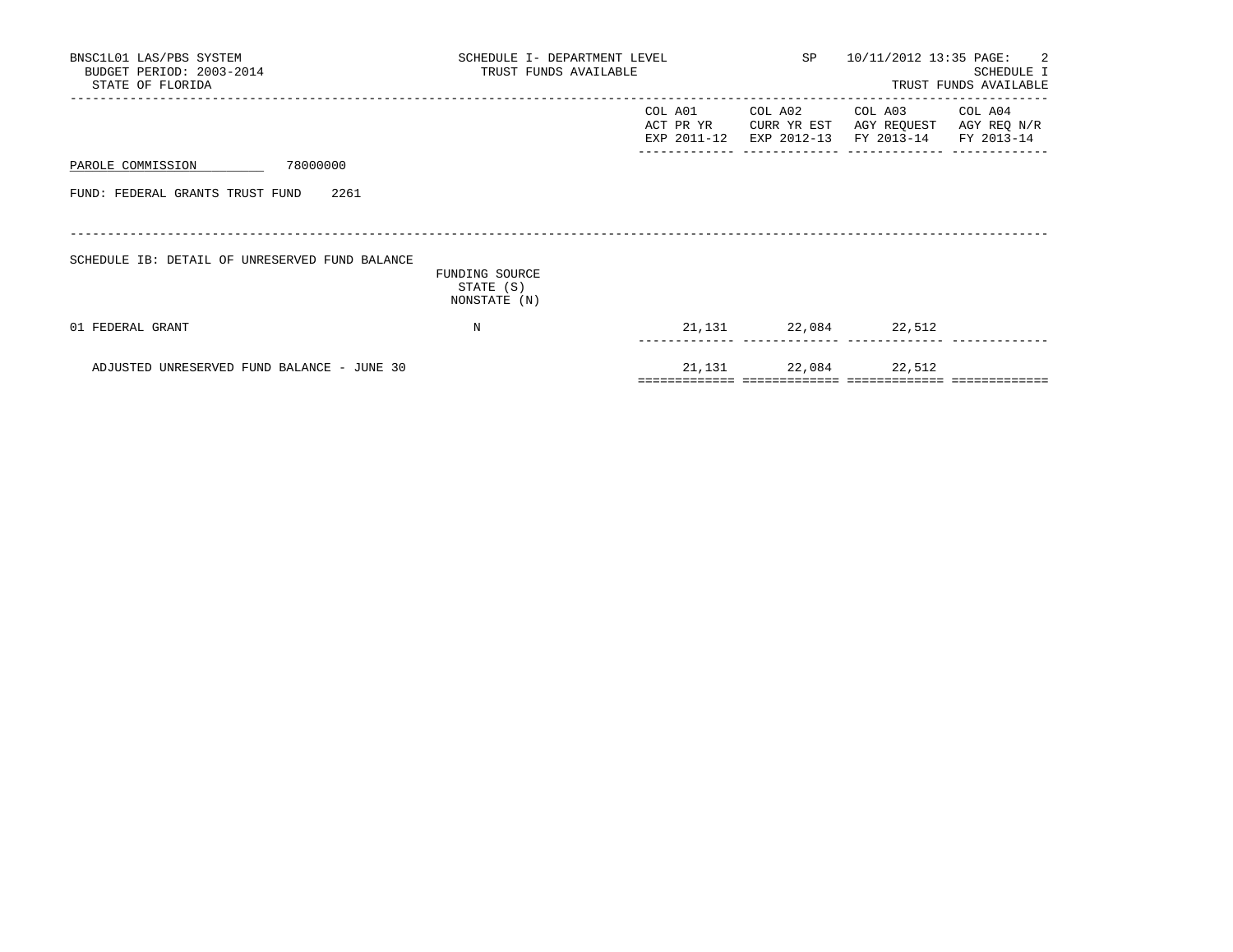BNSC1L01 LAS/PBS SYSTEM
BUDGET PERIOD: 2003-2014
STATE OF FLORIDA

SCHEDULE I- DEPARTMENT LEVEL
TRUST FUNDS AVAILABLE

SP 10/11/2012 13:35

SCHEDULE I
TRUST FUNDS AVAILABLE

PARLE COMMISSION 78000000

FUND: FEDERAL GRANTS TRUST FUND 2261

SCHEDULE IB: DETAIL OF UNRESERVED FUND BALANCE

| | FUNDING SOURCE STATE (S) NONSTATE (N) | COL A01 ACT PR YR EXP 2011-12 | COL A02 CURR YR EST EXP 2012-13 | COL A03 AGY REQUEST FY 2013-14 | COL A04 AGY REQ N/R FY 2013-14 |
|---|---|---|---|---|---|
| 01 FEDERAL GRANT | N | 21,131 | 22,084 | 22,512 | |
| ADJUSTED UNRESERVED FUND BALANCE - JUNE 30 | | 21,131 | 22,084 | 22,512 | |